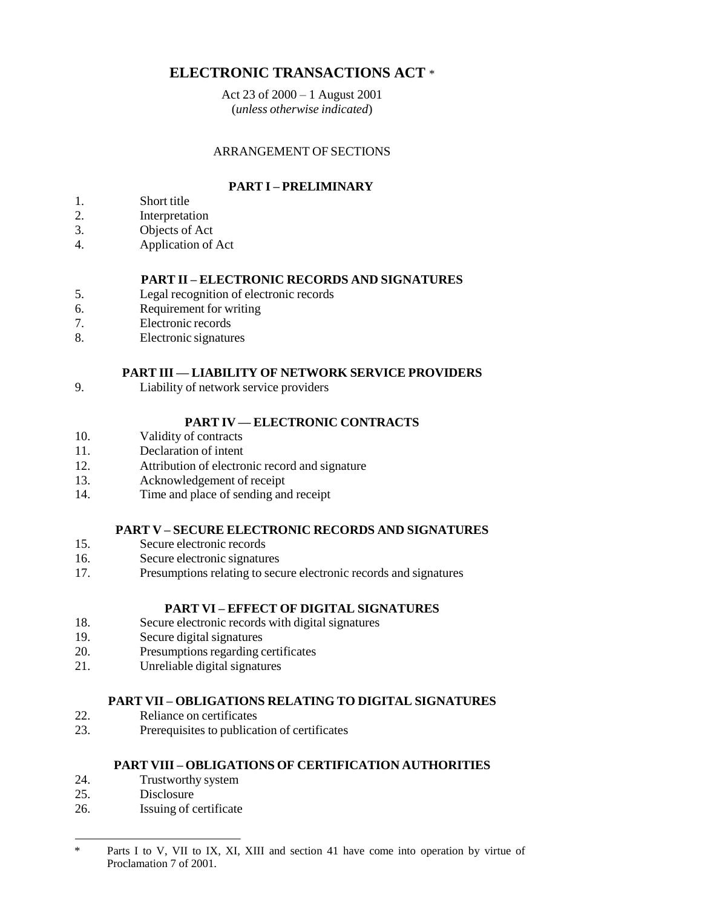# ELECTRONIC TRANSACTIONS ACT *

Act 23 of 2000 – 1 August 2001
(*unless otherwise indicated*)

ARRANGEMENT OF SECTIONS

### PART I – PRELIMINARY

1. Short title
2. Interpretation
3. Objects of Act
4. Application of Act

### PART II – ELECTRONIC RECORDS AND SIGNATURES

5. Legal recognition of electronic records
6. Requirement for writing
7. Electronic records
8. Electronic signatures

### PART III — LIABILITY OF NETWORK SERVICE PROVIDERS

9. Liability of network service providers

### PART IV — ELECTRONIC CONTRACTS

10. Validity of contracts
11. Declaration of intent
12. Attribution of electronic record and signature
13. Acknowledgement of receipt
14. Time and place of sending and receipt

### PART V – SECURE ELECTRONIC RECORDS AND SIGNATURES

15. Secure electronic records
16. Secure electronic signatures
17. Presumptions relating to secure electronic records and signatures

### PART VI – EFFECT OF DIGITAL SIGNATURES

18. Secure electronic records with digital signatures
19. Secure digital signatures
20. Presumptions regarding certificates
21. Unreliable digital signatures

### PART VII – OBLIGATIONS RELATING TO DIGITAL SIGNATURES

22. Reliance on certificates
23. Prerequisites to publication of certificates

### PART VIII – OBLIGATIONS OF CERTIFICATION AUTHORITIES

24. Trustworthy system
25. Disclosure
26. Issuing of certificate

---

\* Parts I to V, VII to IX, XI, XIII and section 41 have come into operation by virtue of Proclamation 7 of 2001.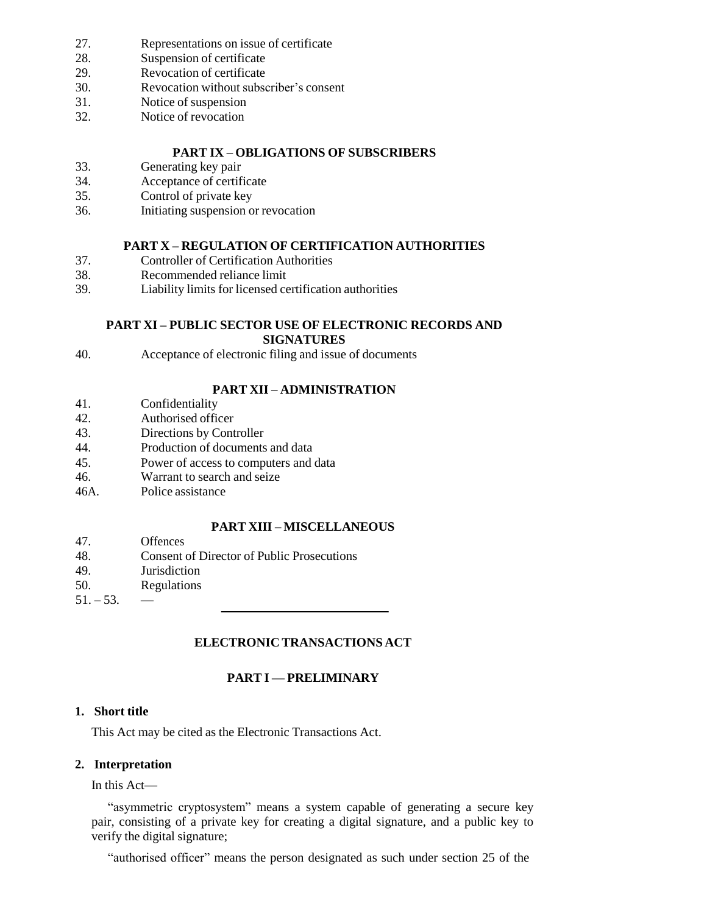27. Representations on issue of certificate
28. Suspension of certificate
29. Revocation of certificate
30. Revocation without subscriber's consent
31. Notice of suspension
32. Notice of revocation

**PART IX – OBLIGATIONS OF SUBSCRIBERS**

33. Generating key pair
34. Acceptance of certificate
35. Control of private key
36. Initiating suspension or revocation

**PART X – REGULATION OF CERTIFICATION AUTHORITIES**

37. Controller of Certification Authorities
38. Recommended reliance limit
39. Liability limits for licensed certification authorities

**PART XI – PUBLIC SECTOR USE OF ELECTRONIC RECORDS AND SIGNATURES**

40. Acceptance of electronic filing and issue of documents

**PART XII – ADMINISTRATION**

41. Confidentiality
42. Authorised officer
43. Directions by Controller
44. Production of documents and data
45. Power of access to computers and data
46. Warrant to search and seize
46A. Police assistance

**PART XIII – MISCELLANEOUS**

47. Offences
48. Consent of Director of Public Prosecutions
49. Jurisdiction
50. Regulations
51. – 53. —

---

# ELECTRONIC TRANSACTIONS ACT

## PART I — PRELIMINARY

### 1. Short title

This Act may be cited as the Electronic Transactions Act.

### 2. Interpretation

In this Act—

"asymmetric cryptosystem" means a system capable of generating a secure key pair, consisting of a private key for creating a digital signature, and a public key to verify the digital signature;

"authorised officer" means the person designated as such under section 25 of the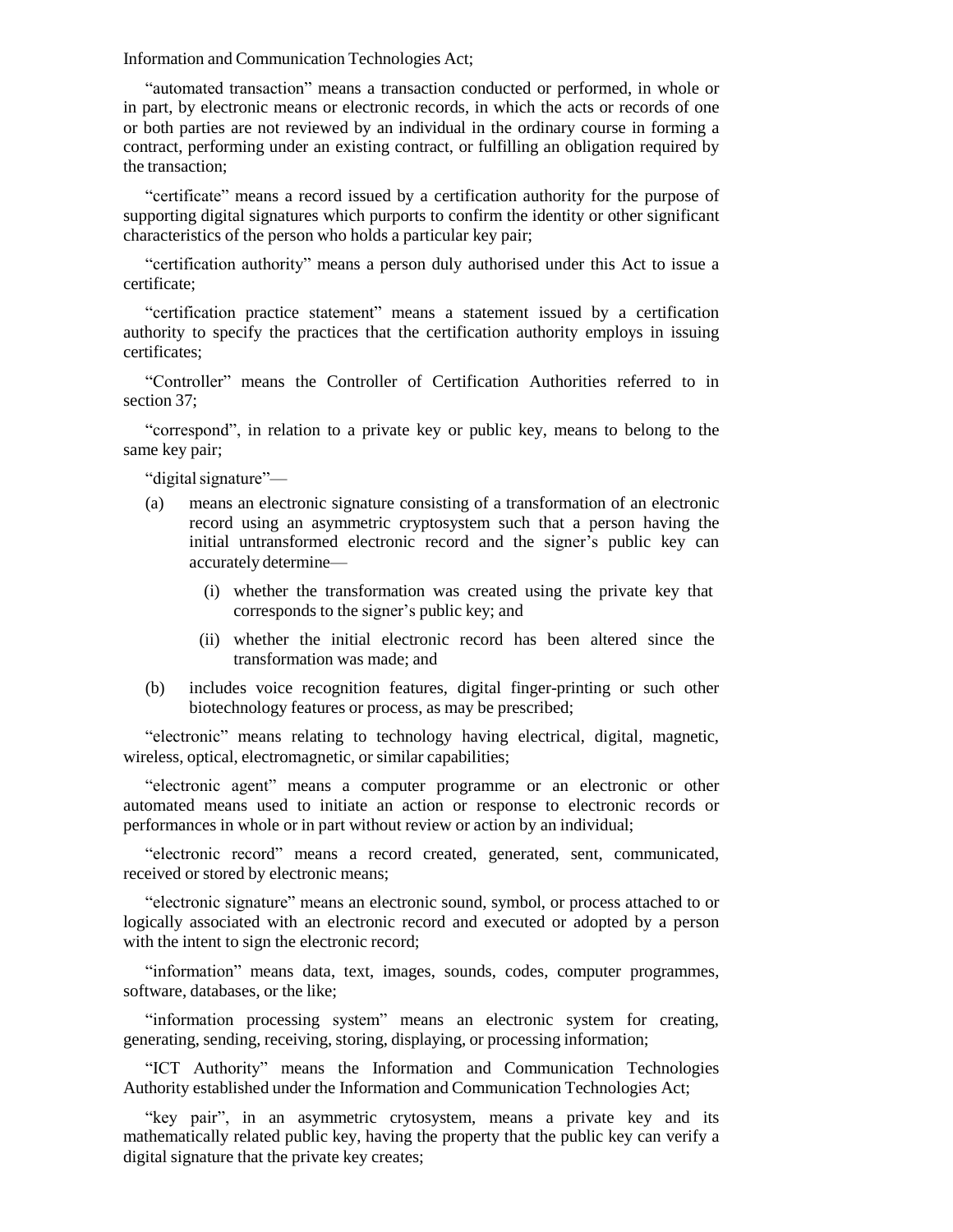Information and Communication Technologies Act;

"automated transaction" means a transaction conducted or performed, in whole or in part, by electronic means or electronic records, in which the acts or records of one or both parties are not reviewed by an individual in the ordinary course in forming a contract, performing under an existing contract, or fulfilling an obligation required by the transaction;

"certificate" means a record issued by a certification authority for the purpose of supporting digital signatures which purports to confirm the identity or other significant characteristics of the person who holds a particular key pair;

"certification authority" means a person duly authorised under this Act to issue a certificate;

"certification practice statement" means a statement issued by a certification authority to specify the practices that the certification authority employs in issuing certificates;

"Controller" means the Controller of Certification Authorities referred to in section 37;

"correspond", in relation to a private key or public key, means to belong to the same key pair;

"digital signature"—

(a) means an electronic signature consisting of a transformation of an electronic record using an asymmetric cryptosystem such that a person having the initial untransformed electronic record and the signer's public key can accurately determine—

  (i) whether the transformation was created using the private key that corresponds to the signer's public key; and

  (ii) whether the initial electronic record has been altered since the transformation was made; and

(b) includes voice recognition features, digital finger-printing or such other biotechnology features or process, as may be prescribed;

"electronic" means relating to technology having electrical, digital, magnetic, wireless, optical, electromagnetic, or similar capabilities;

"electronic agent" means a computer programme or an electronic or other automated means used to initiate an action or response to electronic records or performances in whole or in part without review or action by an individual;

"electronic record" means a record created, generated, sent, communicated, received or stored by electronic means;

"electronic signature" means an electronic sound, symbol, or process attached to or logically associated with an electronic record and executed or adopted by a person with the intent to sign the electronic record;

"information" means data, text, images, sounds, codes, computer programmes, software, databases, or the like;

"information processing system" means an electronic system for creating, generating, sending, receiving, storing, displaying, or processing information;

"ICT Authority" means the Information and Communication Technologies Authority established under the Information and Communication Technologies Act;

"key pair", in an asymmetric crytosystem, means a private key and its mathematically related public key, having the property that the public key can verify a digital signature that the private key creates;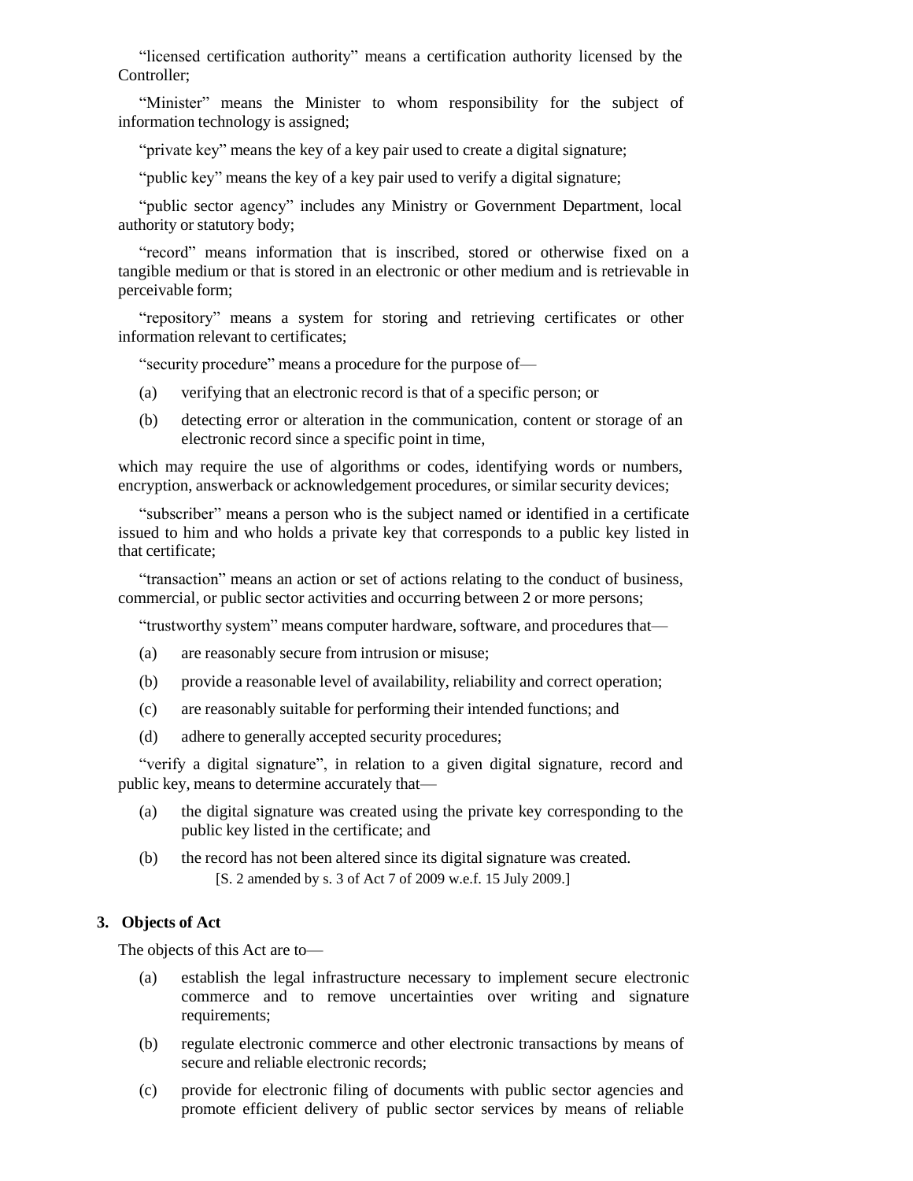"licensed certification authority" means a certification authority licensed by the Controller;

"Minister" means the Minister to whom responsibility for the subject of information technology is assigned;

"private key" means the key of a key pair used to create a digital signature;

"public key" means the key of a key pair used to verify a digital signature;

"public sector agency" includes any Ministry or Government Department, local authority or statutory body;

"record" means information that is inscribed, stored or otherwise fixed on a tangible medium or that is stored in an electronic or other medium and is retrievable in perceivable form;

"repository" means a system for storing and retrieving certificates or other information relevant to certificates;

"security procedure" means a procedure for the purpose of—

(a) verifying that an electronic record is that of a specific person; or

(b) detecting error or alteration in the communication, content or storage of an electronic record since a specific point in time,

which may require the use of algorithms or codes, identifying words or numbers, encryption, answerback or acknowledgement procedures, or similar security devices;

"subscriber" means a person who is the subject named or identified in a certificate issued to him and who holds a private key that corresponds to a public key listed in that certificate;

"transaction" means an action or set of actions relating to the conduct of business, commercial, or public sector activities and occurring between 2 or more persons;

"trustworthy system" means computer hardware, software, and procedures that—

(a) are reasonably secure from intrusion or misuse;

(b) provide a reasonable level of availability, reliability and correct operation;

(c) are reasonably suitable for performing their intended functions; and

(d) adhere to generally accepted security procedures;

"verify a digital signature", in relation to a given digital signature, record and public key, means to determine accurately that—

(a) the digital signature was created using the private key corresponding to the public key listed in the certificate; and

(b) the record has not been altered since its digital signature was created.

[S. 2 amended by s. 3 of Act 7 of 2009 w.e.f. 15 July 2009.]

### 3. Objects of Act

The objects of this Act are to—

(a) establish the legal infrastructure necessary to implement secure electronic commerce and to remove uncertainties over writing and signature requirements;

(b) regulate electronic commerce and other electronic transactions by means of secure and reliable electronic records;

(c) provide for electronic filing of documents with public sector agencies and promote efficient delivery of public sector services by means of reliable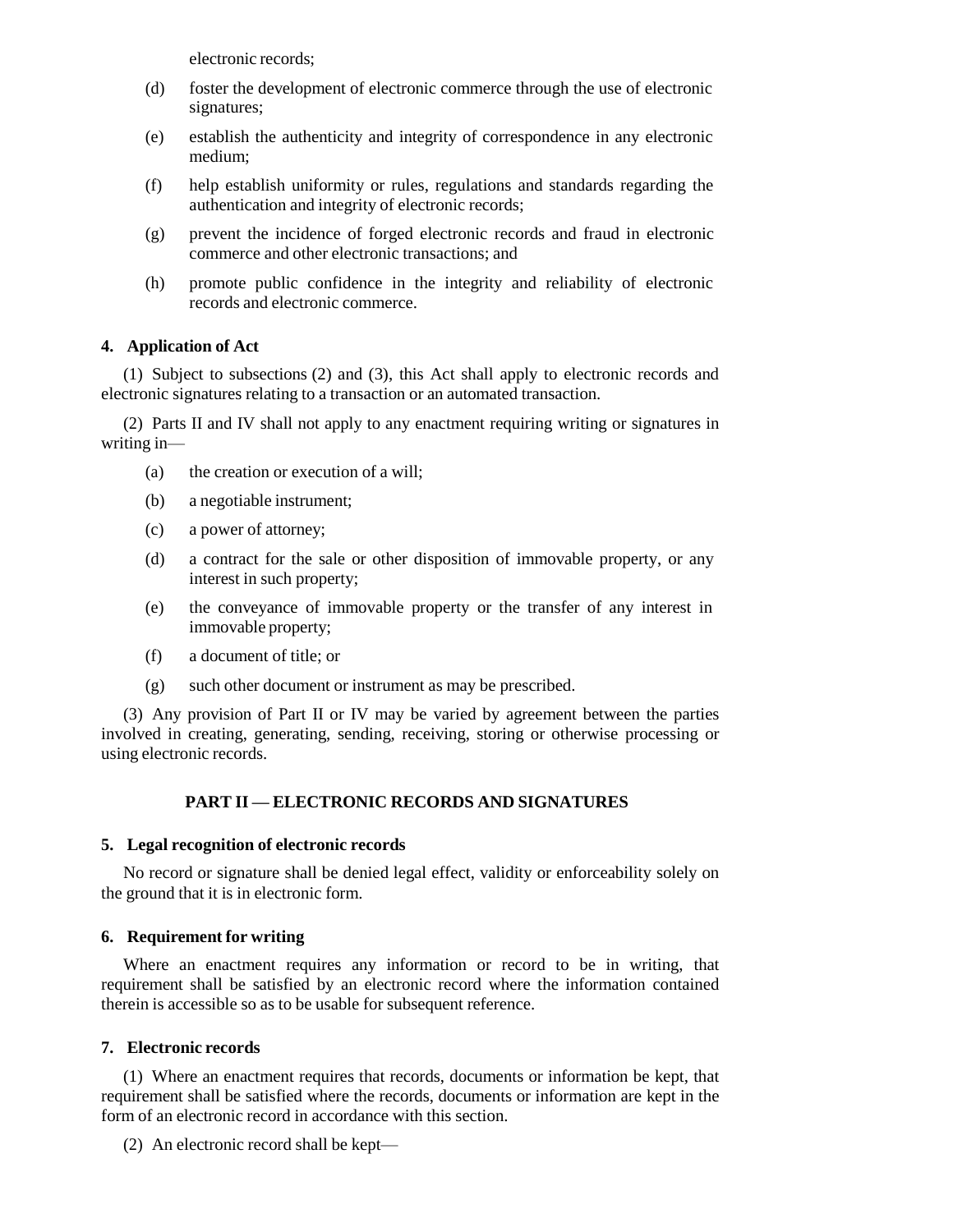electronic records;

(d) foster the development of electronic commerce through the use of electronic signatures;

(e) establish the authenticity and integrity of correspondence in any electronic medium;

(f) help establish uniformity or rules, regulations and standards regarding the authentication and integrity of electronic records;

(g) prevent the incidence of forged electronic records and fraud in electronic commerce and other electronic transactions; and

(h) promote public confidence in the integrity and reliability of electronic records and electronic commerce.

**4. Application of Act**

(1) Subject to subsections (2) and (3), this Act shall apply to electronic records and electronic signatures relating to a transaction or an automated transaction.

(2) Parts II and IV shall not apply to any enactment requiring writing or signatures in writing in—

(a) the creation or execution of a will;

(b) a negotiable instrument;

(c) a power of attorney;

(d) a contract for the sale or other disposition of immovable property, or any interest in such property;

(e) the conveyance of immovable property or the transfer of any interest in immovable property;

(f) a document of title; or

(g) such other document or instrument as may be prescribed.

(3) Any provision of Part II or IV may be varied by agreement between the parties involved in creating, generating, sending, receiving, storing or otherwise processing or using electronic records.

## PART II — ELECTRONIC RECORDS AND SIGNATURES

**5. Legal recognition of electronic records**

No record or signature shall be denied legal effect, validity or enforceability solely on the ground that it is in electronic form.

**6. Requirement for writing**

Where an enactment requires any information or record to be in writing, that requirement shall be satisfied by an electronic record where the information contained therein is accessible so as to be usable for subsequent reference.

**7. Electronic records**

(1) Where an enactment requires that records, documents or information be kept, that requirement shall be satisfied where the records, documents or information are kept in the form of an electronic record in accordance with this section.

(2) An electronic record shall be kept—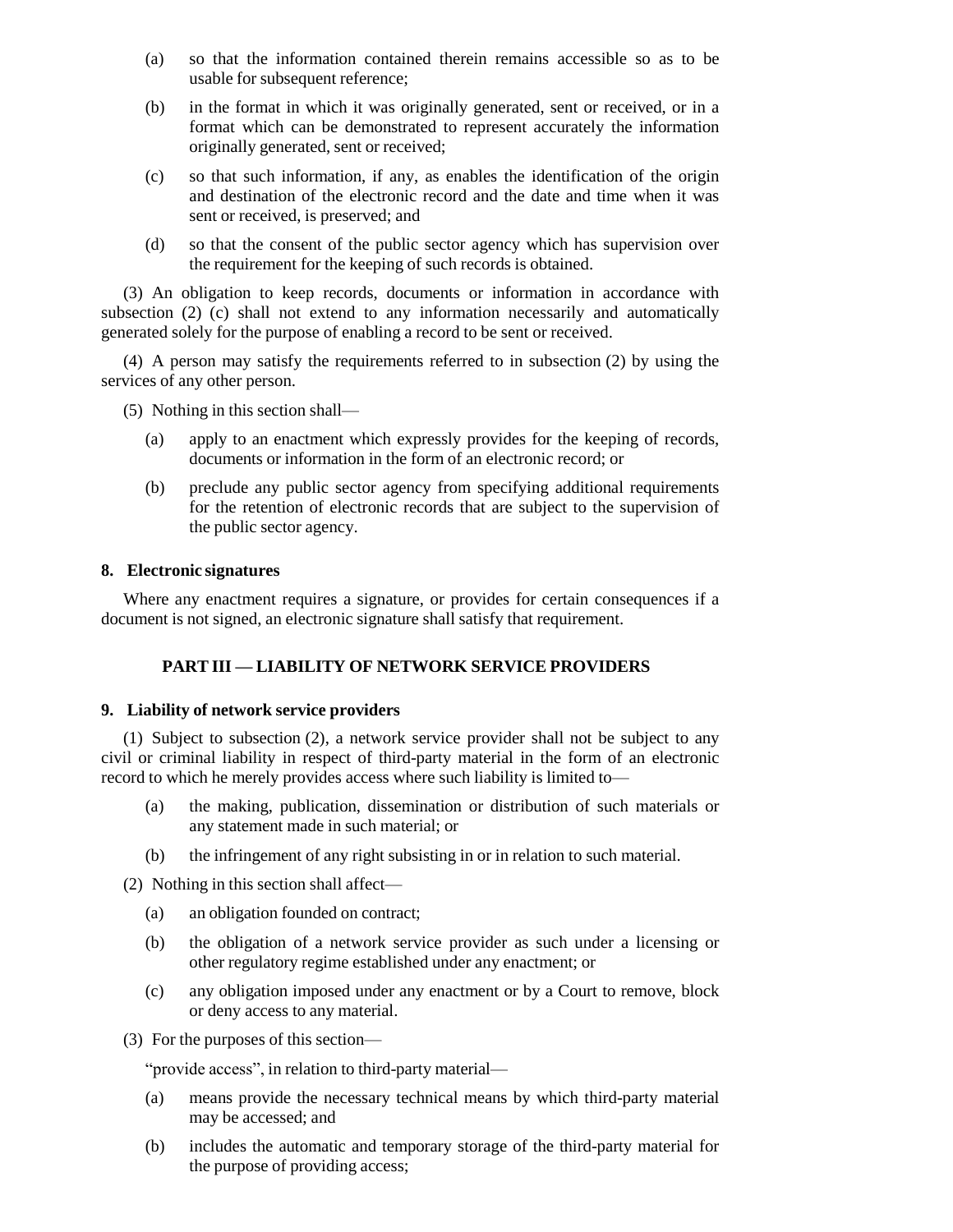(a) so that the information contained therein remains accessible so as to be usable for subsequent reference;

(b) in the format in which it was originally generated, sent or received, or in a format which can be demonstrated to represent accurately the information originally generated, sent or received;

(c) so that such information, if any, as enables the identification of the origin and destination of the electronic record and the date and time when it was sent or received, is preserved; and

(d) so that the consent of the public sector agency which has supervision over the requirement for the keeping of such records is obtained.

(3) An obligation to keep records, documents or information in accordance with subsection (2) (c) shall not extend to any information necessarily and automatically generated solely for the purpose of enabling a record to be sent or received.

(4) A person may satisfy the requirements referred to in subsection (2) by using the services of any other person.

(5) Nothing in this section shall—

(a) apply to an enactment which expressly provides for the keeping of records, documents or information in the form of an electronic record; or

(b) preclude any public sector agency from specifying additional requirements for the retention of electronic records that are subject to the supervision of the public sector agency.

**8. Electronic signatures**

Where any enactment requires a signature, or provides for certain consequences if a document is not signed, an electronic signature shall satisfy that requirement.

## PART III — LIABILITY OF NETWORK SERVICE PROVIDERS

**9. Liability of network service providers**

(1) Subject to subsection (2), a network service provider shall not be subject to any civil or criminal liability in respect of third-party material in the form of an electronic record to which he merely provides access where such liability is limited to—

(a) the making, publication, dissemination or distribution of such materials or any statement made in such material; or

(b) the infringement of any right subsisting in or in relation to such material.

(2) Nothing in this section shall affect—

(a) an obligation founded on contract;

(b) the obligation of a network service provider as such under a licensing or other regulatory regime established under any enactment; or

(c) any obligation imposed under any enactment or by a Court to remove, block or deny access to any material.

(3) For the purposes of this section—

"provide access", in relation to third-party material—

(a) means provide the necessary technical means by which third-party material may be accessed; and

(b) includes the automatic and temporary storage of the third-party material for the purpose of providing access;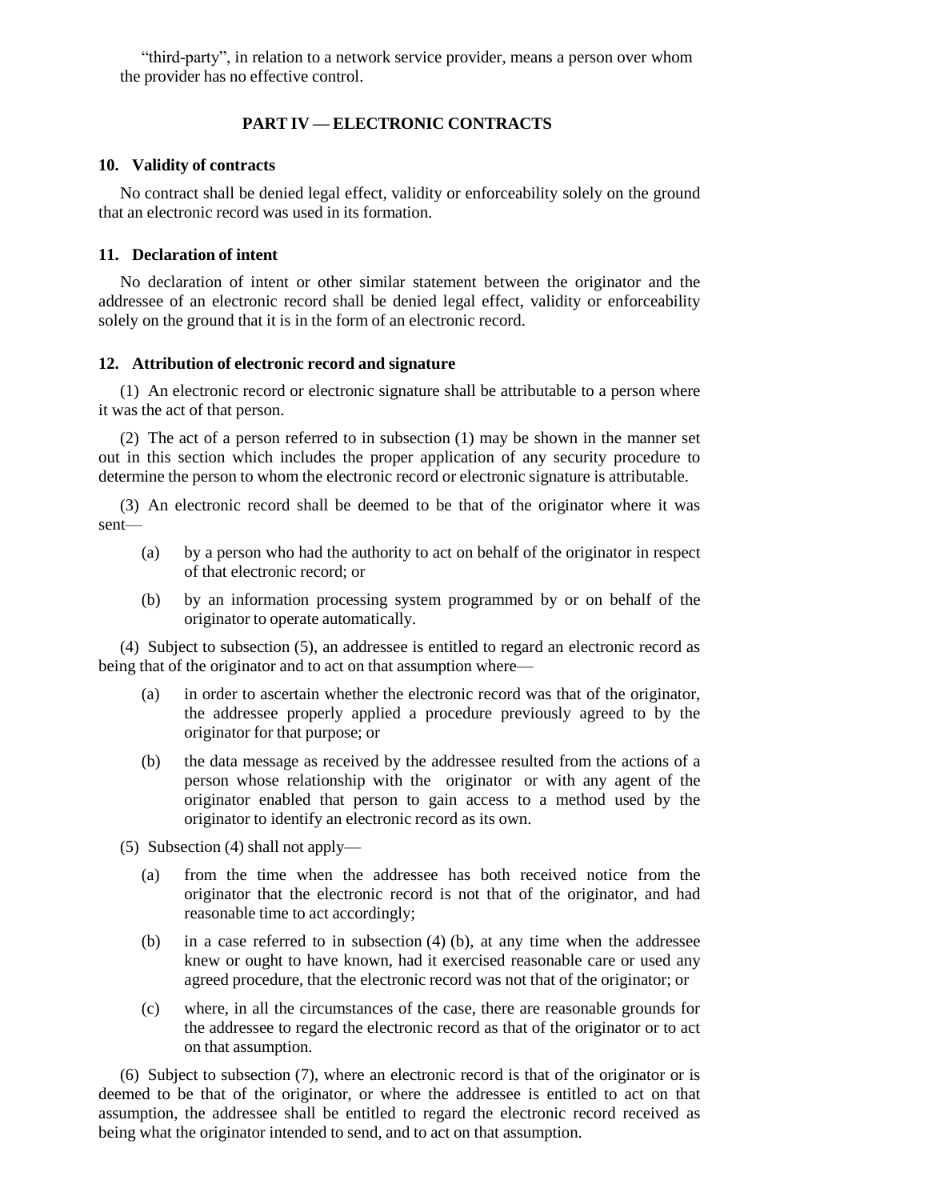"third-party", in relation to a network service provider, means a person over whom the provider has no effective control.

## PART IV — ELECTRONIC CONTRACTS

### 10. Validity of contracts

No contract shall be denied legal effect, validity or enforceability solely on the ground that an electronic record was used in its formation.

### 11. Declaration of intent

No declaration of intent or other similar statement between the originator and the addressee of an electronic record shall be denied legal effect, validity or enforceability solely on the ground that it is in the form of an electronic record.

### 12. Attribution of electronic record and signature

(1) An electronic record or electronic signature shall be attributable to a person where it was the act of that person.

(2) The act of a person referred to in subsection (1) may be shown in the manner set out in this section which includes the proper application of any security procedure to determine the person to whom the electronic record or electronic signature is attributable.

(3) An electronic record shall be deemed to be that of the originator where it was sent—

- (a) by a person who had the authority to act on behalf of the originator in respect of that electronic record; or
- (b) by an information processing system programmed by or on behalf of the originator to operate automatically.

(4) Subject to subsection (5), an addressee is entitled to regard an electronic record as being that of the originator and to act on that assumption where—

- (a) in order to ascertain whether the electronic record was that of the originator, the addressee properly applied a procedure previously agreed to by the originator for that purpose; or
- (b) the data message as received by the addressee resulted from the actions of a person whose relationship with the originator or with any agent of the originator enabled that person to gain access to a method used by the originator to identify an electronic record as its own.

(5) Subsection (4) shall not apply—

- (a) from the time when the addressee has both received notice from the originator that the electronic record is not that of the originator, and had reasonable time to act accordingly;
- (b) in a case referred to in subsection (4) (b), at any time when the addressee knew or ought to have known, had it exercised reasonable care or used any agreed procedure, that the electronic record was not that of the originator; or
- (c) where, in all the circumstances of the case, there are reasonable grounds for the addressee to regard the electronic record as that of the originator or to act on that assumption.

(6) Subject to subsection (7), where an electronic record is that of the originator or is deemed to be that of the originator, or where the addressee is entitled to act on that assumption, the addressee shall be entitled to regard the electronic record received as being what the originator intended to send, and to act on that assumption.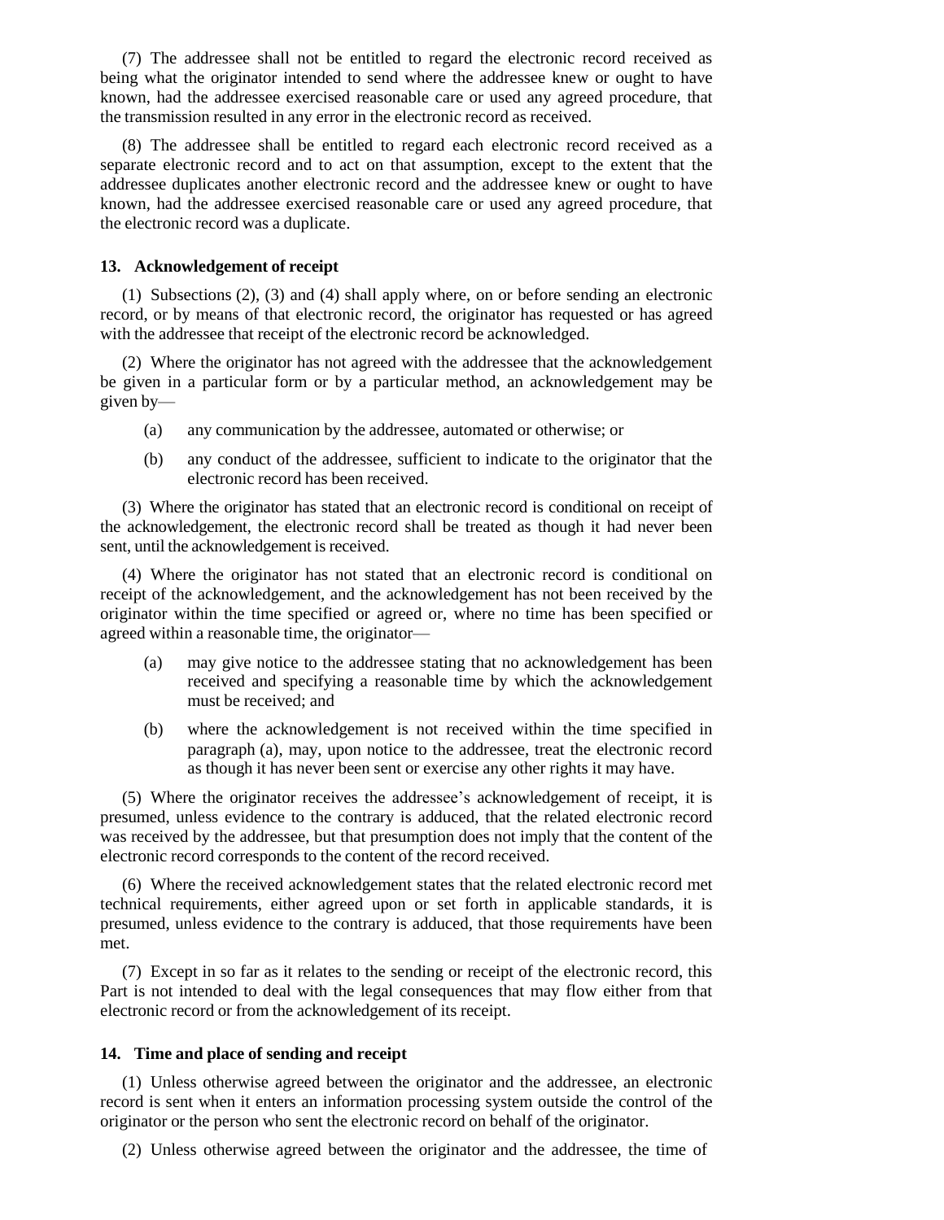(7) The addressee shall not be entitled to regard the electronic record received as being what the originator intended to send where the addressee knew or ought to have known, had the addressee exercised reasonable care or used any agreed procedure, that the transmission resulted in any error in the electronic record as received.

(8) The addressee shall be entitled to regard each electronic record received as a separate electronic record and to act on that assumption, except to the extent that the addressee duplicates another electronic record and the addressee knew or ought to have known, had the addressee exercised reasonable care or used any agreed procedure, that the electronic record was a duplicate.

### 13. Acknowledgement of receipt

(1) Subsections (2), (3) and (4) shall apply where, on or before sending an electronic record, or by means of that electronic record, the originator has requested or has agreed with the addressee that receipt of the electronic record be acknowledged.

(2) Where the originator has not agreed with the addressee that the acknowledgement be given in a particular form or by a particular method, an acknowledgement may be given by—

- (a) any communication by the addressee, automated or otherwise; or
- (b) any conduct of the addressee, sufficient to indicate to the originator that the electronic record has been received.

(3) Where the originator has stated that an electronic record is conditional on receipt of the acknowledgement, the electronic record shall be treated as though it had never been sent, until the acknowledgement is received.

(4) Where the originator has not stated that an electronic record is conditional on receipt of the acknowledgement, and the acknowledgement has not been received by the originator within the time specified or agreed or, where no time has been specified or agreed within a reasonable time, the originator—

- (a) may give notice to the addressee stating that no acknowledgement has been received and specifying a reasonable time by which the acknowledgement must be received; and
- (b) where the acknowledgement is not received within the time specified in paragraph (a), may, upon notice to the addressee, treat the electronic record as though it has never been sent or exercise any other rights it may have.

(5) Where the originator receives the addressee's acknowledgement of receipt, it is presumed, unless evidence to the contrary is adduced, that the related electronic record was received by the addressee, but that presumption does not imply that the content of the electronic record corresponds to the content of the record received.

(6) Where the received acknowledgement states that the related electronic record met technical requirements, either agreed upon or set forth in applicable standards, it is presumed, unless evidence to the contrary is adduced, that those requirements have been met.

(7) Except in so far as it relates to the sending or receipt of the electronic record, this Part is not intended to deal with the legal consequences that may flow either from that electronic record or from the acknowledgement of its receipt.

### 14. Time and place of sending and receipt

(1) Unless otherwise agreed between the originator and the addressee, an electronic record is sent when it enters an information processing system outside the control of the originator or the person who sent the electronic record on behalf of the originator.

(2) Unless otherwise agreed between the originator and the addressee, the time of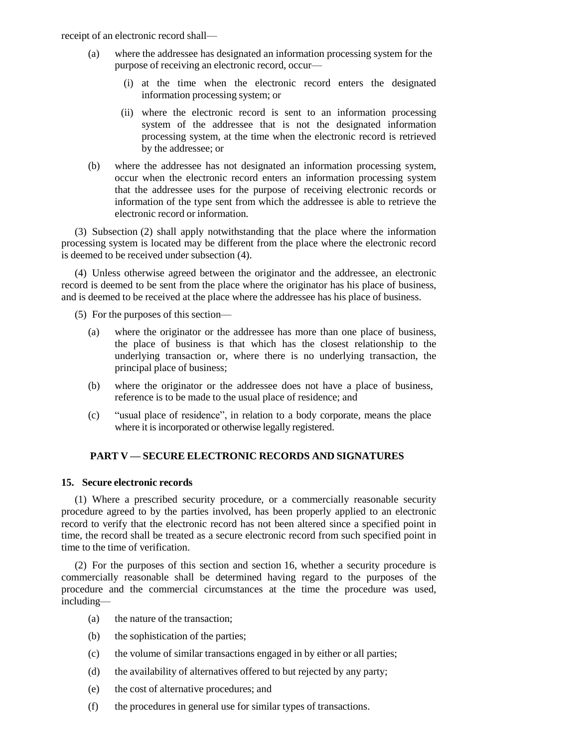receipt of an electronic record shall—

(a) where the addressee has designated an information processing system for the purpose of receiving an electronic record, occur—

 (i) at the time when the electronic record enters the designated information processing system; or

 (ii) where the electronic record is sent to an information processing system of the addressee that is not the designated information processing system, at the time when the electronic record is retrieved by the addressee; or

(b) where the addressee has not designated an information processing system, occur when the electronic record enters an information processing system that the addressee uses for the purpose of receiving electronic records or information of the type sent from which the addressee is able to retrieve the electronic record or information.

(3) Subsection (2) shall apply notwithstanding that the place where the information processing system is located may be different from the place where the electronic record is deemed to be received under subsection (4).

(4) Unless otherwise agreed between the originator and the addressee, an electronic record is deemed to be sent from the place where the originator has his place of business, and is deemed to be received at the place where the addressee has his place of business.

(5) For the purposes of this section—

(a) where the originator or the addressee has more than one place of business, the place of business is that which has the closest relationship to the underlying transaction or, where there is no underlying transaction, the principal place of business;

(b) where the originator or the addressee does not have a place of business, reference is to be made to the usual place of residence; and

(c) "usual place of residence", in relation to a body corporate, means the place where it is incorporated or otherwise legally registered.

## PART V — SECURE ELECTRONIC RECORDS AND SIGNATURES

### 15. Secure electronic records

(1) Where a prescribed security procedure, or a commercially reasonable security procedure agreed to by the parties involved, has been properly applied to an electronic record to verify that the electronic record has not been altered since a specified point in time, the record shall be treated as a secure electronic record from such specified point in time to the time of verification.

(2) For the purposes of this section and section 16, whether a security procedure is commercially reasonable shall be determined having regard to the purposes of the procedure and the commercial circumstances at the time the procedure was used, including—

(a) the nature of the transaction;

(b) the sophistication of the parties;

(c) the volume of similar transactions engaged in by either or all parties;

(d) the availability of alternatives offered to but rejected by any party;

(e) the cost of alternative procedures; and

(f) the procedures in general use for similar types of transactions.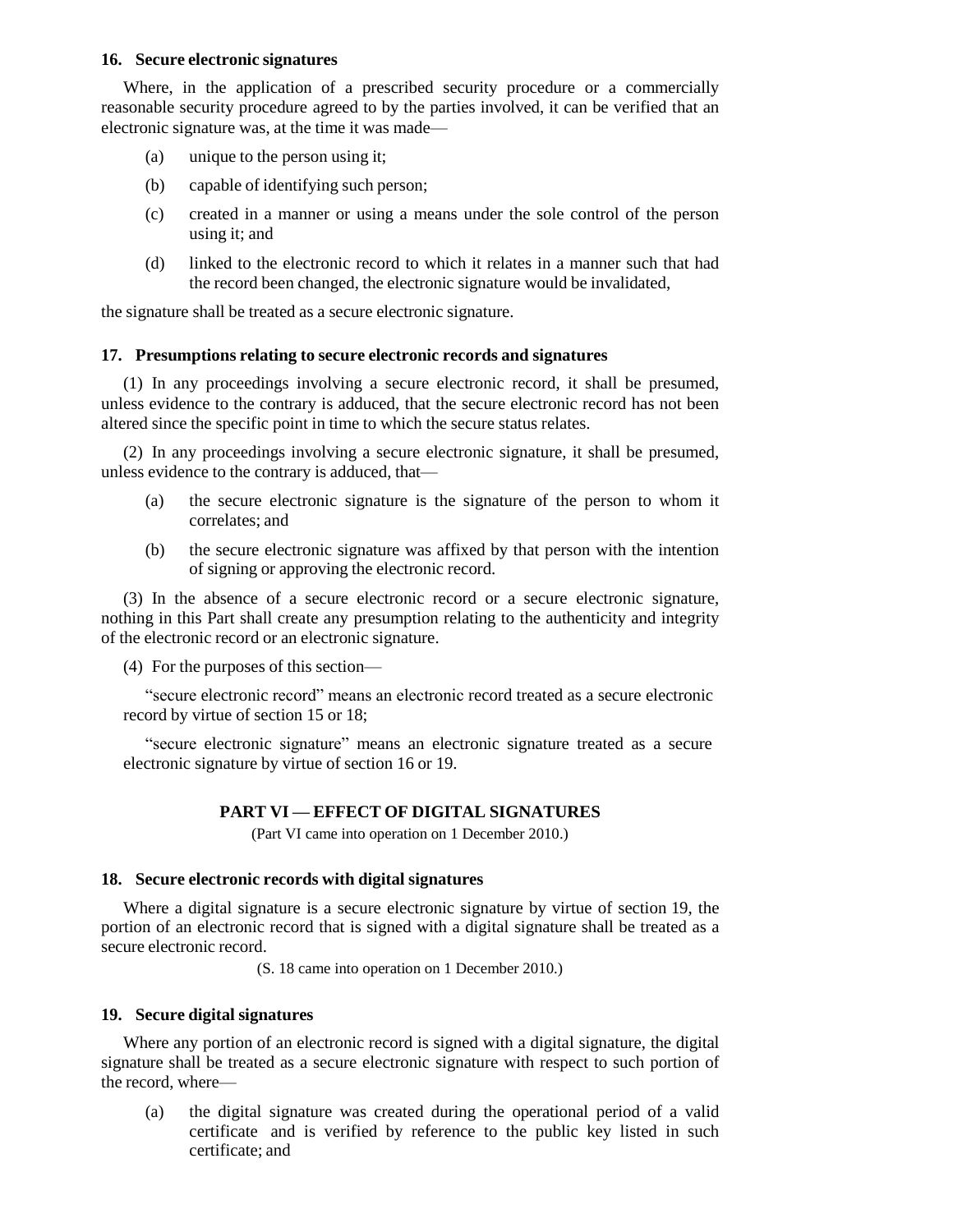### 16. Secure electronic signatures

Where, in the application of a prescribed security procedure or a commercially reasonable security procedure agreed to by the parties involved, it can be verified that an electronic signature was, at the time it was made—

(a) unique to the person using it;

(b) capable of identifying such person;

(c) created in a manner or using a means under the sole control of the person using it; and

(d) linked to the electronic record to which it relates in a manner such that had the record been changed, the electronic signature would be invalidated,

the signature shall be treated as a secure electronic signature.

### 17. Presumptions relating to secure electronic records and signatures

(1) In any proceedings involving a secure electronic record, it shall be presumed, unless evidence to the contrary is adduced, that the secure electronic record has not been altered since the specific point in time to which the secure status relates.

(2) In any proceedings involving a secure electronic signature, it shall be presumed, unless evidence to the contrary is adduced, that—

(a) the secure electronic signature is the signature of the person to whom it correlates; and

(b) the secure electronic signature was affixed by that person with the intention of signing or approving the electronic record.

(3) In the absence of a secure electronic record or a secure electronic signature, nothing in this Part shall create any presumption relating to the authenticity and integrity of the electronic record or an electronic signature.

(4) For the purposes of this section—

"secure electronic record" means an electronic record treated as a secure electronic record by virtue of section 15 or 18;

"secure electronic signature" means an electronic signature treated as a secure electronic signature by virtue of section 16 or 19.

## PART VI — EFFECT OF DIGITAL SIGNATURES

(Part VI came into operation on 1 December 2010.)

### 18. Secure electronic records with digital signatures

Where a digital signature is a secure electronic signature by virtue of section 19, the portion of an electronic record that is signed with a digital signature shall be treated as a secure electronic record.

(S. 18 came into operation on 1 December 2010.)

### 19. Secure digital signatures

Where any portion of an electronic record is signed with a digital signature, the digital signature shall be treated as a secure electronic signature with respect to such portion of the record, where—

(a) the digital signature was created during the operational period of a valid certificate and is verified by reference to the public key listed in such certificate; and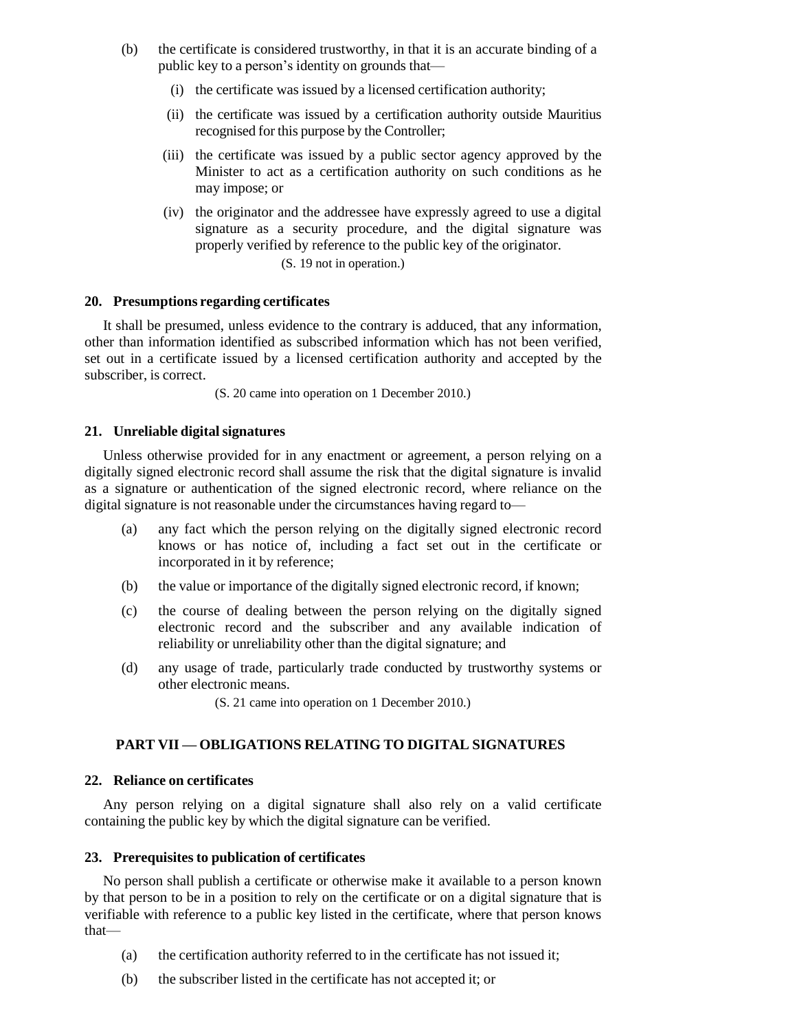(b) the certificate is considered trustworthy, in that it is an accurate binding of a public key to a person's identity on grounds that—

(i) the certificate was issued by a licensed certification authority;

(ii) the certificate was issued by a certification authority outside Mauritius recognised for this purpose by the Controller;

(iii) the certificate was issued by a public sector agency approved by the Minister to act as a certification authority on such conditions as he may impose; or

(iv) the originator and the addressee have expressly agreed to use a digital signature as a security procedure, and the digital signature was properly verified by reference to the public key of the originator.

(S. 19 not in operation.)

**20. Presumptions regarding certificates**

It shall be presumed, unless evidence to the contrary is adduced, that any information, other than information identified as subscribed information which has not been verified, set out in a certificate issued by a licensed certification authority and accepted by the subscriber, is correct.

(S. 20 came into operation on 1 December 2010.)

**21. Unreliable digital signatures**

Unless otherwise provided for in any enactment or agreement, a person relying on a digitally signed electronic record shall assume the risk that the digital signature is invalid as a signature or authentication of the signed electronic record, where reliance on the digital signature is not reasonable under the circumstances having regard to—

(a) any fact which the person relying on the digitally signed electronic record knows or has notice of, including a fact set out in the certificate or incorporated in it by reference;

(b) the value or importance of the digitally signed electronic record, if known;

(c) the course of dealing between the person relying on the digitally signed electronic record and the subscriber and any available indication of reliability or unreliability other than the digital signature; and

(d) any usage of trade, particularly trade conducted by trustworthy systems or other electronic means.

(S. 21 came into operation on 1 December 2010.)

## PART VII — OBLIGATIONS RELATING TO DIGITAL SIGNATURES

**22. Reliance on certificates**

Any person relying on a digital signature shall also rely on a valid certificate containing the public key by which the digital signature can be verified.

**23. Prerequisites to publication of certificates**

No person shall publish a certificate or otherwise make it available to a person known by that person to be in a position to rely on the certificate or on a digital signature that is verifiable with reference to a public key listed in the certificate, where that person knows that—

(a) the certification authority referred to in the certificate has not issued it;

(b) the subscriber listed in the certificate has not accepted it; or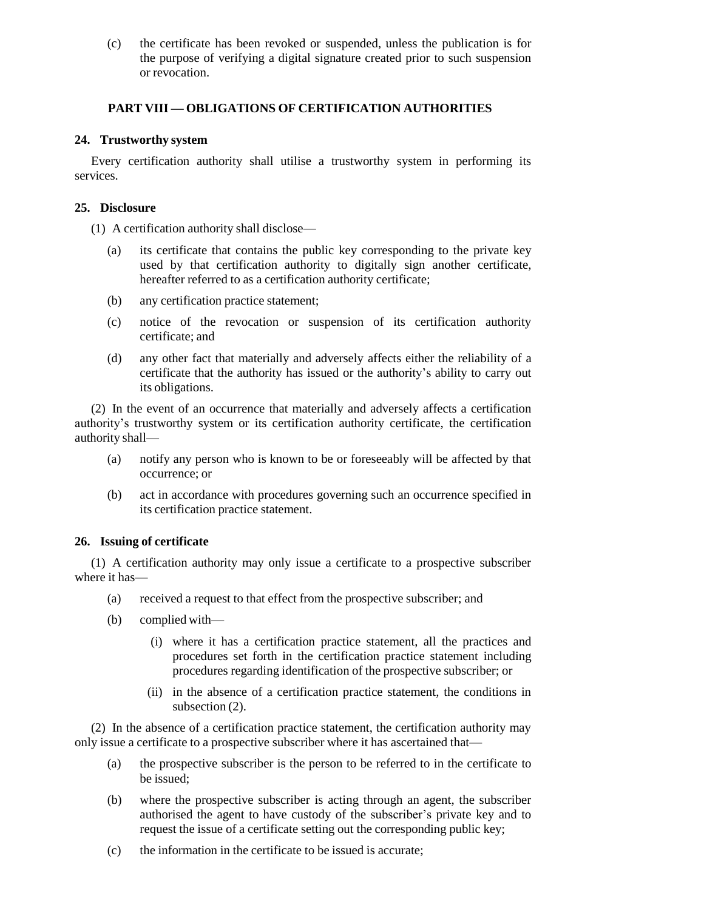(c) the certificate has been revoked or suspended, unless the publication is for the purpose of verifying a digital signature created prior to such suspension or revocation.

## PART VIII — OBLIGATIONS OF CERTIFICATION AUTHORITIES

### 24. Trustworthy system

Every certification authority shall utilise a trustworthy system in performing its services.

### 25. Disclosure

(1) A certification authority shall disclose—

(a) its certificate that contains the public key corresponding to the private key used by that certification authority to digitally sign another certificate, hereafter referred to as a certification authority certificate;

(b) any certification practice statement;

(c) notice of the revocation or suspension of its certification authority certificate; and

(d) any other fact that materially and adversely affects either the reliability of a certificate that the authority has issued or the authority's ability to carry out its obligations.

(2) In the event of an occurrence that materially and adversely affects a certification authority's trustworthy system or its certification authority certificate, the certification authority shall—

(a) notify any person who is known to be or foreseeably will be affected by that occurrence; or

(b) act in accordance with procedures governing such an occurrence specified in its certification practice statement.

### 26. Issuing of certificate

(1) A certification authority may only issue a certificate to a prospective subscriber where it has—

(a) received a request to that effect from the prospective subscriber; and

(b) complied with—

(i) where it has a certification practice statement, all the practices and procedures set forth in the certification practice statement including procedures regarding identification of the prospective subscriber; or

(ii) in the absence of a certification practice statement, the conditions in subsection (2).

(2) In the absence of a certification practice statement, the certification authority may only issue a certificate to a prospective subscriber where it has ascertained that—

(a) the prospective subscriber is the person to be referred to in the certificate to be issued;

(b) where the prospective subscriber is acting through an agent, the subscriber authorised the agent to have custody of the subscriber's private key and to request the issue of a certificate setting out the corresponding public key;

(c) the information in the certificate to be issued is accurate;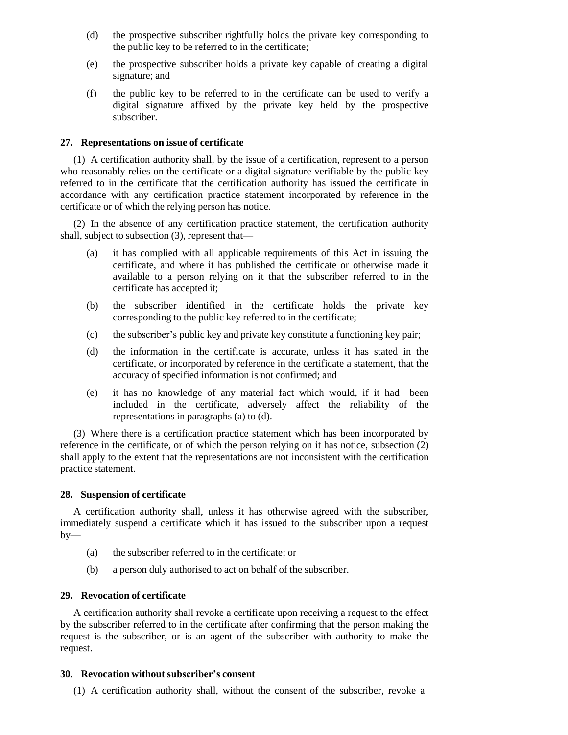(d) the prospective subscriber rightfully holds the private key corresponding to the public key to be referred to in the certificate;

(e) the prospective subscriber holds a private key capable of creating a digital signature; and

(f) the public key to be referred to in the certificate can be used to verify a digital signature affixed by the private key held by the prospective subscriber.

**27. Representations on issue of certificate**

(1) A certification authority shall, by the issue of a certification, represent to a person who reasonably relies on the certificate or a digital signature verifiable by the public key referred to in the certificate that the certification authority has issued the certificate in accordance with any certification practice statement incorporated by reference in the certificate or of which the relying person has notice.

(2) In the absence of any certification practice statement, the certification authority shall, subject to subsection (3), represent that—

(a) it has complied with all applicable requirements of this Act in issuing the certificate, and where it has published the certificate or otherwise made it available to a person relying on it that the subscriber referred to in the certificate has accepted it;

(b) the subscriber identified in the certificate holds the private key corresponding to the public key referred to in the certificate;

(c) the subscriber's public key and private key constitute a functioning key pair;

(d) the information in the certificate is accurate, unless it has stated in the certificate, or incorporated by reference in the certificate a statement, that the accuracy of specified information is not confirmed; and

(e) it has no knowledge of any material fact which would, if it had been included in the certificate, adversely affect the reliability of the representations in paragraphs (a) to (d).

(3) Where there is a certification practice statement which has been incorporated by reference in the certificate, or of which the person relying on it has notice, subsection (2) shall apply to the extent that the representations are not inconsistent with the certification practice statement.

**28. Suspension of certificate**

A certification authority shall, unless it has otherwise agreed with the subscriber, immediately suspend a certificate which it has issued to the subscriber upon a request by—

(a) the subscriber referred to in the certificate; or

(b) a person duly authorised to act on behalf of the subscriber.

**29. Revocation of certificate**

A certification authority shall revoke a certificate upon receiving a request to the effect by the subscriber referred to in the certificate after confirming that the person making the request is the subscriber, or is an agent of the subscriber with authority to make the request.

**30. Revocation without subscriber's consent**

(1) A certification authority shall, without the consent of the subscriber, revoke a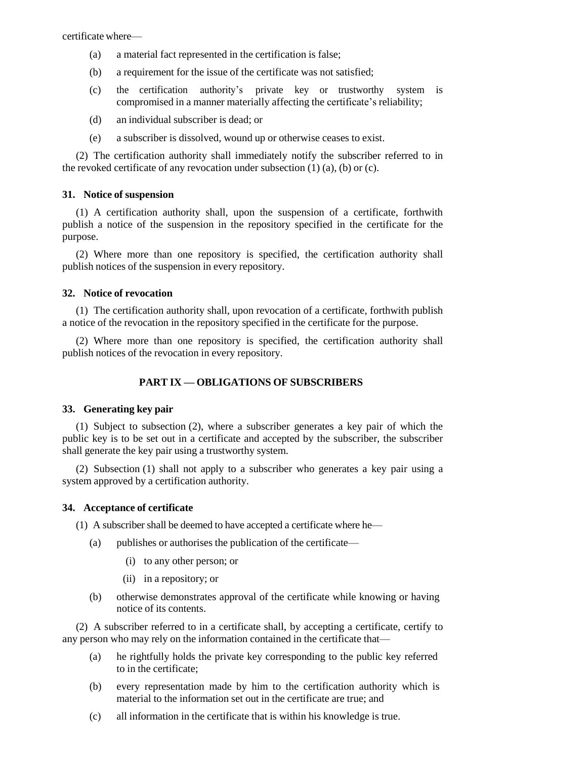certificate where—

(a) a material fact represented in the certification is false;

(b) a requirement for the issue of the certificate was not satisfied;

(c) the certification authority's private key or trustworthy system is compromised in a manner materially affecting the certificate's reliability;

(d) an individual subscriber is dead; or

(e) a subscriber is dissolved, wound up or otherwise ceases to exist.

(2) The certification authority shall immediately notify the subscriber referred to in the revoked certificate of any revocation under subsection (1) (a), (b) or (c).

### 31. Notice of suspension

(1) A certification authority shall, upon the suspension of a certificate, forthwith publish a notice of the suspension in the repository specified in the certificate for the purpose.

(2) Where more than one repository is specified, the certification authority shall publish notices of the suspension in every repository.

### 32. Notice of revocation

(1) The certification authority shall, upon revocation of a certificate, forthwith publish a notice of the revocation in the repository specified in the certificate for the purpose.

(2) Where more than one repository is specified, the certification authority shall publish notices of the revocation in every repository.

## PART IX — OBLIGATIONS OF SUBSCRIBERS

### 33. Generating key pair

(1) Subject to subsection (2), where a subscriber generates a key pair of which the public key is to be set out in a certificate and accepted by the subscriber, the subscriber shall generate the key pair using a trustworthy system.

(2) Subsection (1) shall not apply to a subscriber who generates a key pair using a system approved by a certification authority.

### 34. Acceptance of certificate

(1) A subscriber shall be deemed to have accepted a certificate where he—

(a) publishes or authorises the publication of the certificate—

  (i) to any other person; or

  (ii) in a repository; or

(b) otherwise demonstrates approval of the certificate while knowing or having notice of its contents.

(2) A subscriber referred to in a certificate shall, by accepting a certificate, certify to any person who may rely on the information contained in the certificate that—

(a) he rightfully holds the private key corresponding to the public key referred to in the certificate;

(b) every representation made by him to the certification authority which is material to the information set out in the certificate are true; and

(c) all information in the certificate that is within his knowledge is true.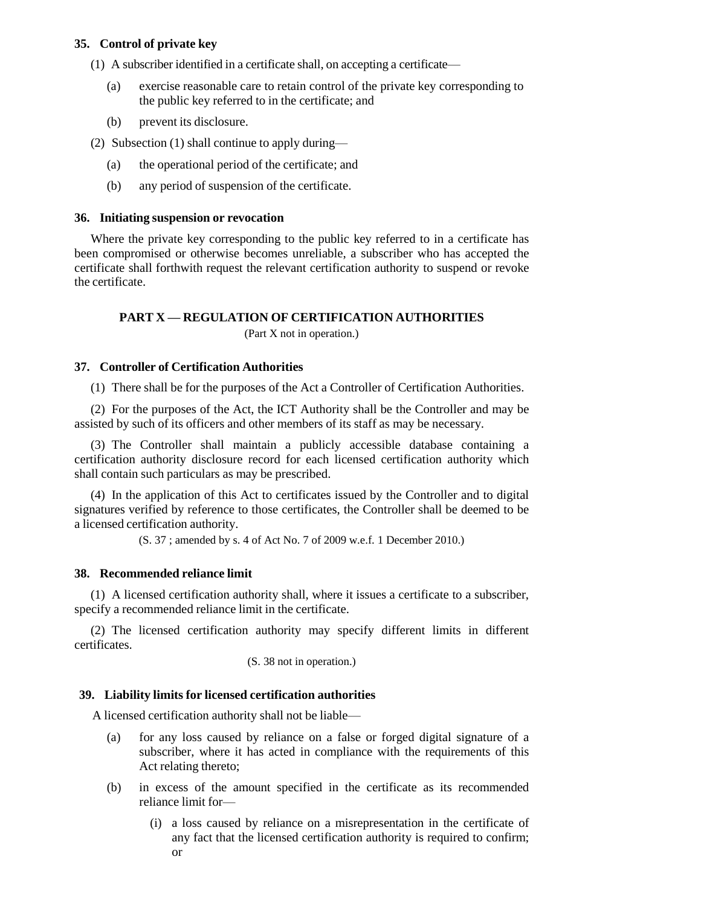**35. Control of private key**

(1) A subscriber identified in a certificate shall, on accepting a certificate—

(a) exercise reasonable care to retain control of the private key corresponding to the public key referred to in the certificate; and

(b) prevent its disclosure.

(2) Subsection (1) shall continue to apply during—

(a) the operational period of the certificate; and

(b) any period of suspension of the certificate.

**36. Initiating suspension or revocation**

Where the private key corresponding to the public key referred to in a certificate has been compromised or otherwise becomes unreliable, a subscriber who has accepted the certificate shall forthwith request the relevant certification authority to suspend or revoke the certificate.

## PART X — REGULATION OF CERTIFICATION AUTHORITIES

(Part X not in operation.)

**37. Controller of Certification Authorities**

(1) There shall be for the purposes of the Act a Controller of Certification Authorities.

(2) For the purposes of the Act, the ICT Authority shall be the Controller and may be assisted by such of its officers and other members of its staff as may be necessary.

(3) The Controller shall maintain a publicly accessible database containing a certification authority disclosure record for each licensed certification authority which shall contain such particulars as may be prescribed.

(4) In the application of this Act to certificates issued by the Controller and to digital signatures verified by reference to those certificates, the Controller shall be deemed to be a licensed certification authority.

(S. 37 ; amended by s. 4 of Act No. 7 of 2009 w.e.f. 1 December 2010.)

**38. Recommended reliance limit**

(1) A licensed certification authority shall, where it issues a certificate to a subscriber, specify a recommended reliance limit in the certificate.

(2) The licensed certification authority may specify different limits in different certificates.

(S. 38 not in operation.)

**39. Liability limits for licensed certification authorities**

A licensed certification authority shall not be liable—

(a) for any loss caused by reliance on a false or forged digital signature of a subscriber, where it has acted in compliance with the requirements of this Act relating thereto;

(b) in excess of the amount specified in the certificate as its recommended reliance limit for—

(i) a loss caused by reliance on a misrepresentation in the certificate of any fact that the licensed certification authority is required to confirm; or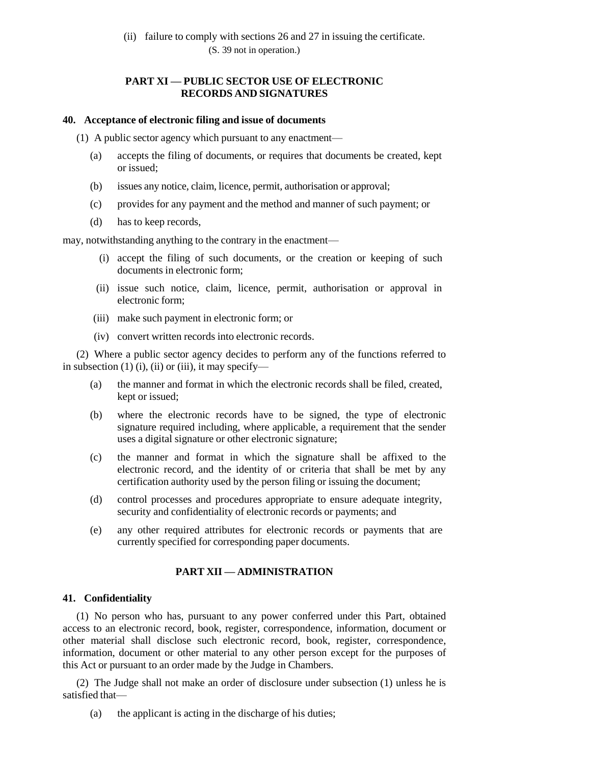(ii) failure to comply with sections 26 and 27 in issuing the certificate.

(S. 39 not in operation.)

## PART XI — PUBLIC SECTOR USE OF ELECTRONIC RECORDS AND SIGNATURES

### 40. Acceptance of electronic filing and issue of documents

(1) A public sector agency which pursuant to any enactment—

(a) accepts the filing of documents, or requires that documents be created, kept or issued;

(b) issues any notice, claim, licence, permit, authorisation or approval;

(c) provides for any payment and the method and manner of such payment; or

(d) has to keep records,

may, notwithstanding anything to the contrary in the enactment—

(i) accept the filing of such documents, or the creation or keeping of such documents in electronic form;

(ii) issue such notice, claim, licence, permit, authorisation or approval in electronic form;

(iii) make such payment in electronic form; or

(iv) convert written records into electronic records.

(2) Where a public sector agency decides to perform any of the functions referred to in subsection (1) (i), (ii) or (iii), it may specify—

(a) the manner and format in which the electronic records shall be filed, created, kept or issued;

(b) where the electronic records have to be signed, the type of electronic signature required including, where applicable, a requirement that the sender uses a digital signature or other electronic signature;

(c) the manner and format in which the signature shall be affixed to the electronic record, and the identity of or criteria that shall be met by any certification authority used by the person filing or issuing the document;

(d) control processes and procedures appropriate to ensure adequate integrity, security and confidentiality of electronic records or payments; and

(e) any other required attributes for electronic records or payments that are currently specified for corresponding paper documents.

## PART XII — ADMINISTRATION

### 41. Confidentiality

(1) No person who has, pursuant to any power conferred under this Part, obtained access to an electronic record, book, register, correspondence, information, document or other material shall disclose such electronic record, book, register, correspondence, information, document or other material to any other person except for the purposes of this Act or pursuant to an order made by the Judge in Chambers.

(2) The Judge shall not make an order of disclosure under subsection (1) unless he is satisfied that—

(a) the applicant is acting in the discharge of his duties;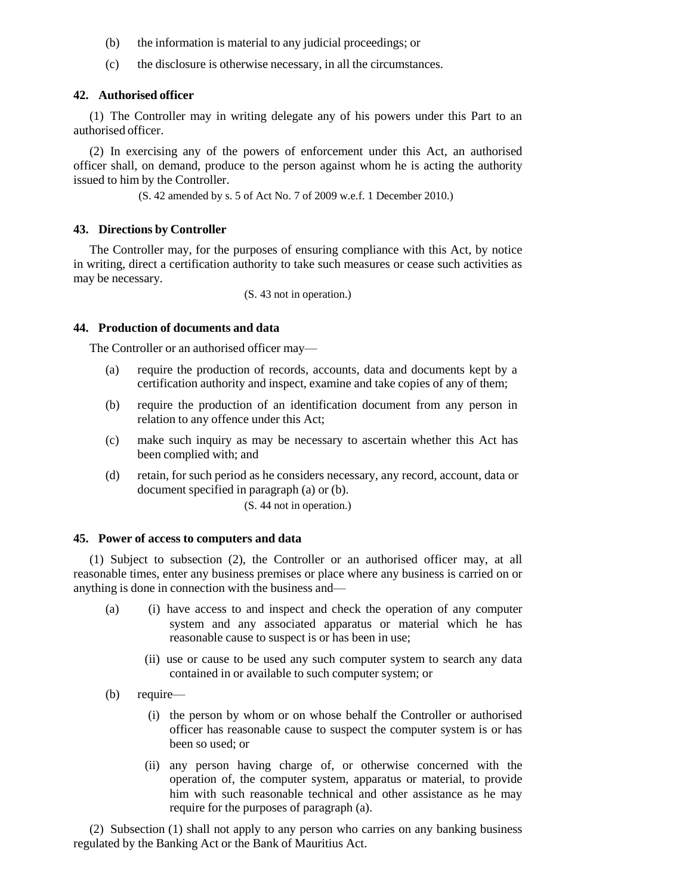(b) the information is material to any judicial proceedings; or

(c) the disclosure is otherwise necessary, in all the circumstances.

### 42. Authorised officer

(1) The Controller may in writing delegate any of his powers under this Part to an authorised officer.

(2) In exercising any of the powers of enforcement under this Act, an authorised officer shall, on demand, produce to the person against whom he is acting the authority issued to him by the Controller.

(S. 42 amended by s. 5 of Act No. 7 of 2009 w.e.f. 1 December 2010.)

### 43. Directions by Controller

The Controller may, for the purposes of ensuring compliance with this Act, by notice in writing, direct a certification authority to take such measures or cease such activities as may be necessary.

(S. 43 not in operation.)

### 44. Production of documents and data

The Controller or an authorised officer may—

(a) require the production of records, accounts, data and documents kept by a certification authority and inspect, examine and take copies of any of them;

(b) require the production of an identification document from any person in relation to any offence under this Act;

(c) make such inquiry as may be necessary to ascertain whether this Act has been complied with; and

(d) retain, for such period as he considers necessary, any record, account, data or document specified in paragraph (a) or (b).

(S. 44 not in operation.)

### 45. Power of access to computers and data

(1) Subject to subsection (2), the Controller or an authorised officer may, at all reasonable times, enter any business premises or place where any business is carried on or anything is done in connection with the business and—

(a) (i) have access to and inspect and check the operation of any computer system and any associated apparatus or material which he has reasonable cause to suspect is or has been in use;

(ii) use or cause to be used any such computer system to search any data contained in or available to such computer system; or

(b) require—

(i) the person by whom or on whose behalf the Controller or authorised officer has reasonable cause to suspect the computer system is or has been so used; or

(ii) any person having charge of, or otherwise concerned with the operation of, the computer system, apparatus or material, to provide him with such reasonable technical and other assistance as he may require for the purposes of paragraph (a).

(2) Subsection (1) shall not apply to any person who carries on any banking business regulated by the Banking Act or the Bank of Mauritius Act.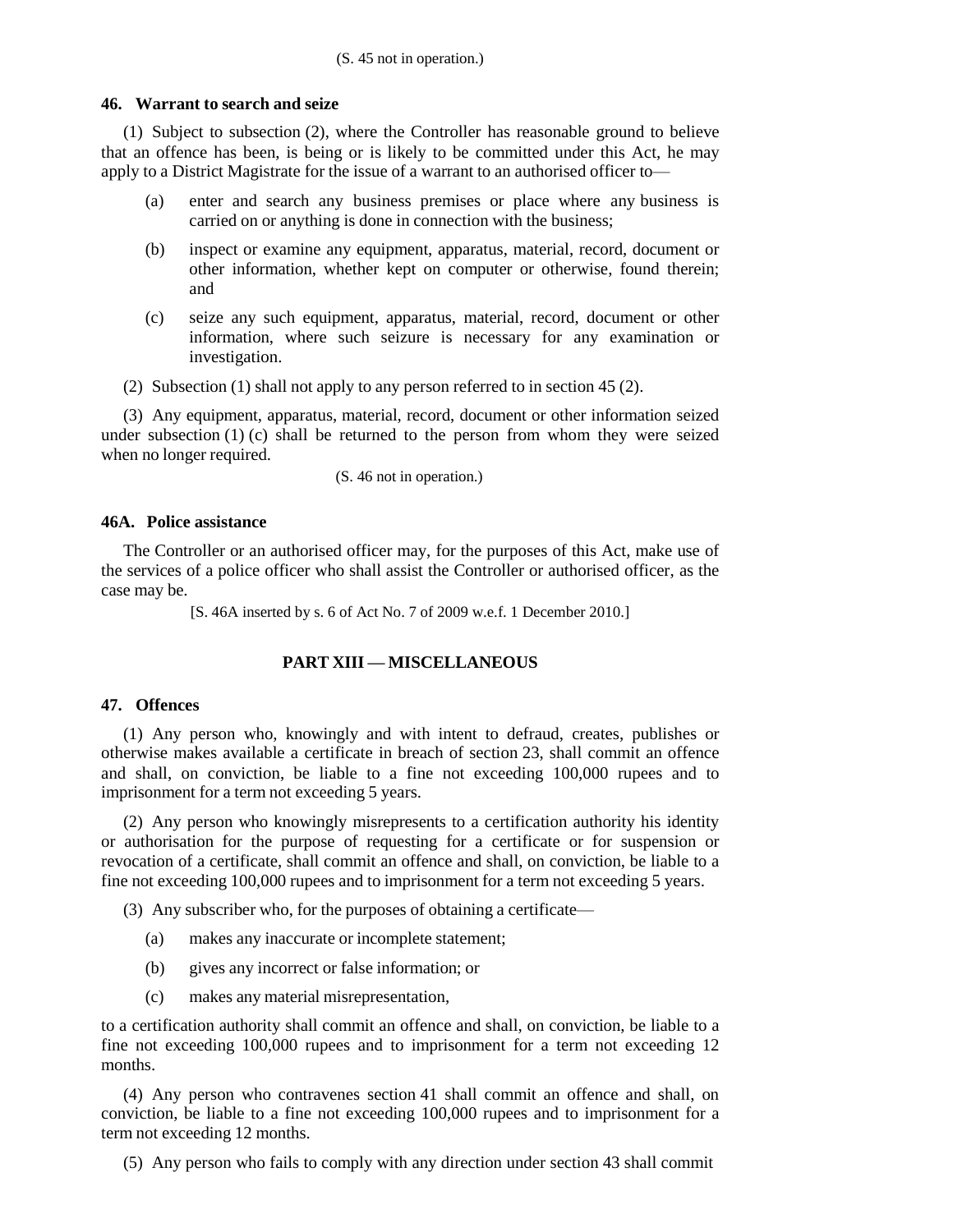(S. 45 not in operation.)

### 46. Warrant to search and seize

(1) Subject to subsection (2), where the Controller has reasonable ground to believe that an offence has been, is being or is likely to be committed under this Act, he may apply to a District Magistrate for the issue of a warrant to an authorised officer to—

(a) enter and search any business premises or place where any business is carried on or anything is done in connection with the business;

(b) inspect or examine any equipment, apparatus, material, record, document or other information, whether kept on computer or otherwise, found therein; and

(c) seize any such equipment, apparatus, material, record, document or other information, where such seizure is necessary for any examination or investigation.

(2) Subsection (1) shall not apply to any person referred to in section 45 (2).

(3) Any equipment, apparatus, material, record, document or other information seized under subsection (1) (c) shall be returned to the person from whom they were seized when no longer required.

(S. 46 not in operation.)

### 46A. Police assistance

The Controller or an authorised officer may, for the purposes of this Act, make use of the services of a police officer who shall assist the Controller or authorised officer, as the case may be.

[S. 46A inserted by s. 6 of Act No. 7 of 2009 w.e.f. 1 December 2010.]

## PART XIII — MISCELLANEOUS

### 47. Offences

(1) Any person who, knowingly and with intent to defraud, creates, publishes or otherwise makes available a certificate in breach of section 23, shall commit an offence and shall, on conviction, be liable to a fine not exceeding 100,000 rupees and to imprisonment for a term not exceeding 5 years.

(2) Any person who knowingly misrepresents to a certification authority his identity or authorisation for the purpose of requesting for a certificate or for suspension or revocation of a certificate, shall commit an offence and shall, on conviction, be liable to a fine not exceeding 100,000 rupees and to imprisonment for a term not exceeding 5 years.

(3) Any subscriber who, for the purposes of obtaining a certificate—

(a) makes any inaccurate or incomplete statement;

(b) gives any incorrect or false information; or

(c) makes any material misrepresentation,

to a certification authority shall commit an offence and shall, on conviction, be liable to a fine not exceeding 100,000 rupees and to imprisonment for a term not exceeding 12 months.

(4) Any person who contravenes section 41 shall commit an offence and shall, on conviction, be liable to a fine not exceeding 100,000 rupees and to imprisonment for a term not exceeding 12 months.

(5) Any person who fails to comply with any direction under section 43 shall commit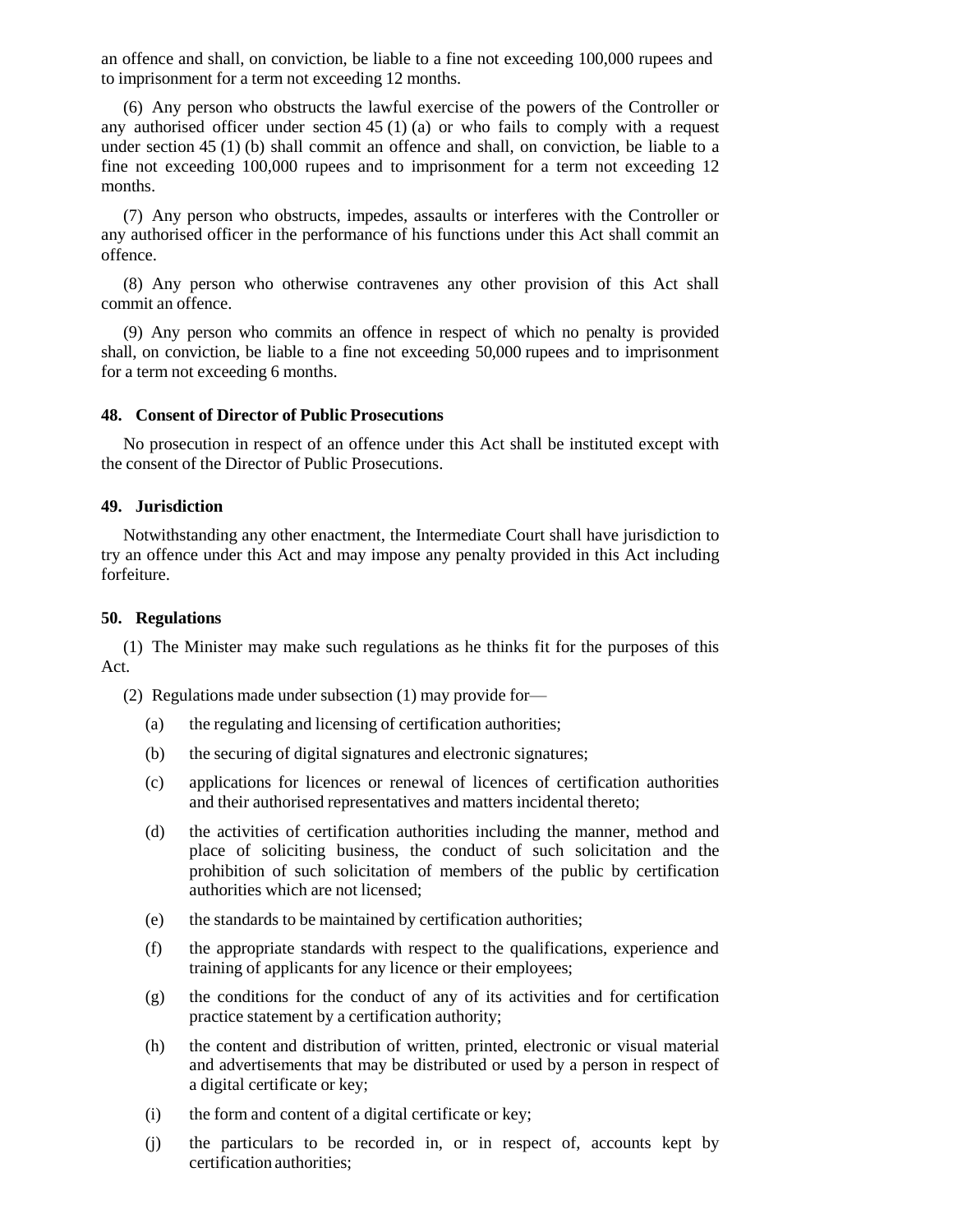an offence and shall, on conviction, be liable to a fine not exceeding 100,000 rupees and to imprisonment for a term not exceeding 12 months.

(6) Any person who obstructs the lawful exercise of the powers of the Controller or any authorised officer under section 45 (1) (a) or who fails to comply with a request under section 45 (1) (b) shall commit an offence and shall, on conviction, be liable to a fine not exceeding 100,000 rupees and to imprisonment for a term not exceeding 12 months.

(7) Any person who obstructs, impedes, assaults or interferes with the Controller or any authorised officer in the performance of his functions under this Act shall commit an offence.

(8) Any person who otherwise contravenes any other provision of this Act shall commit an offence.

(9) Any person who commits an offence in respect of which no penalty is provided shall, on conviction, be liable to a fine not exceeding 50,000 rupees and to imprisonment for a term not exceeding 6 months.

### 48. Consent of Director of Public Prosecutions

No prosecution in respect of an offence under this Act shall be instituted except with the consent of the Director of Public Prosecutions.

### 49. Jurisdiction

Notwithstanding any other enactment, the Intermediate Court shall have jurisdiction to try an offence under this Act and may impose any penalty provided in this Act including forfeiture.

### 50. Regulations

(1) The Minister may make such regulations as he thinks fit for the purposes of this Act.

(2) Regulations made under subsection (1) may provide for—

- (a) the regulating and licensing of certification authorities;
- (b) the securing of digital signatures and electronic signatures;
- (c) applications for licences or renewal of licences of certification authorities and their authorised representatives and matters incidental thereto;
- (d) the activities of certification authorities including the manner, method and place of soliciting business, the conduct of such solicitation and the prohibition of such solicitation of members of the public by certification authorities which are not licensed;
- (e) the standards to be maintained by certification authorities;
- (f) the appropriate standards with respect to the qualifications, experience and training of applicants for any licence or their employees;
- (g) the conditions for the conduct of any of its activities and for certification practice statement by a certification authority;
- (h) the content and distribution of written, printed, electronic or visual material and advertisements that may be distributed or used by a person in respect of a digital certificate or key;
- (i) the form and content of a digital certificate or key;
- (j) the particulars to be recorded in, or in respect of, accounts kept by certification authorities;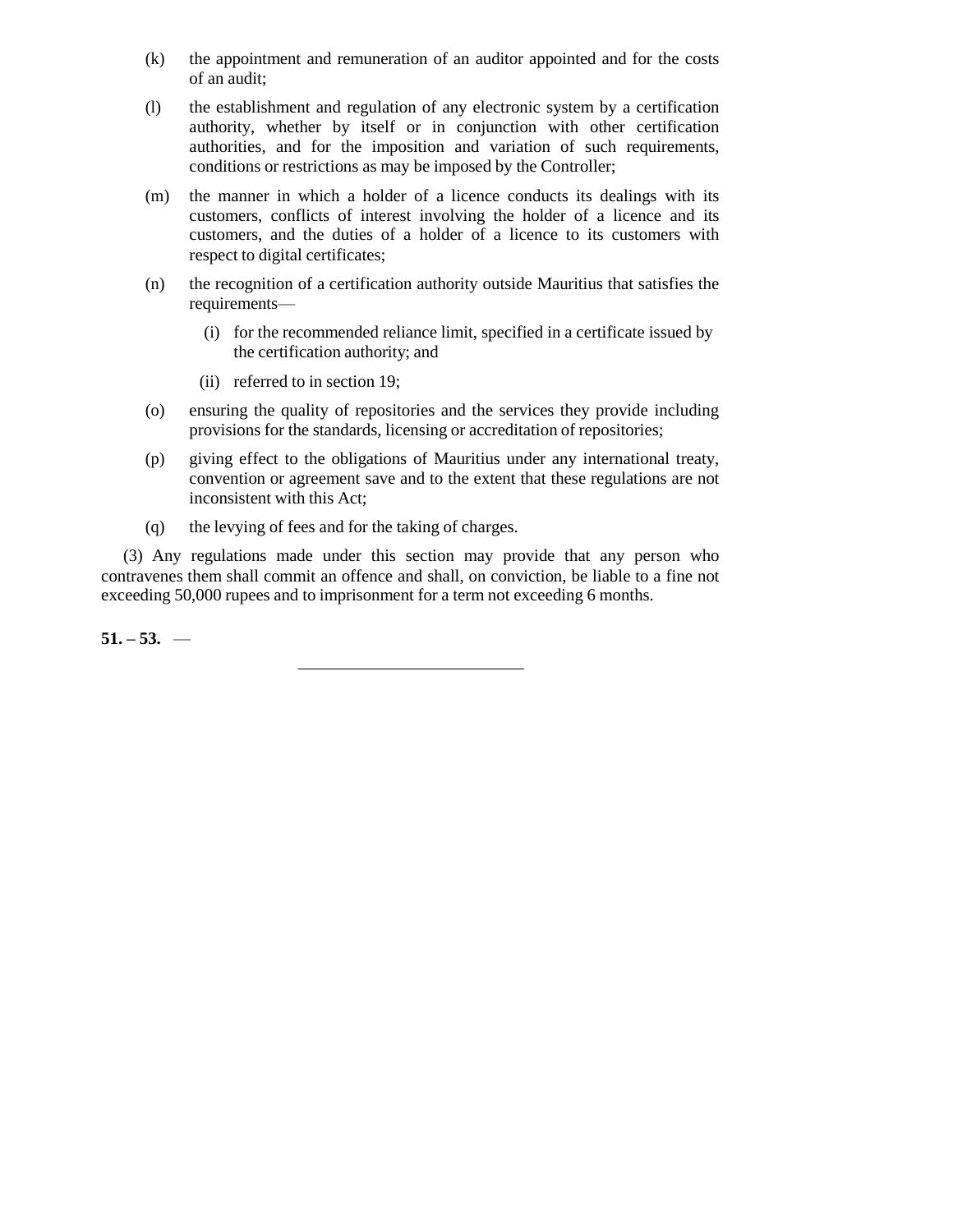(k) the appointment and remuneration of an auditor appointed and for the costs of an audit;

(l) the establishment and regulation of any electronic system by a certification authority, whether by itself or in conjunction with other certification authorities, and for the imposition and variation of such requirements, conditions or restrictions as may be imposed by the Controller;

(m) the manner in which a holder of a licence conducts its dealings with its customers, conflicts of interest involving the holder of a licence and its customers, and the duties of a holder of a licence to its customers with respect to digital certificates;

(n) the recognition of a certification authority outside Mauritius that satisfies the requirements—

   (i) for the recommended reliance limit, specified in a certificate issued by the certification authority; and

   (ii) referred to in section 19;

(o) ensuring the quality of repositories and the services they provide including provisions for the standards, licensing or accreditation of repositories;

(p) giving effect to the obligations of Mauritius under any international treaty, convention or agreement save and to the extent that these regulations are not inconsistent with this Act;

(q) the levying of fees and for the taking of charges.

(3) Any regulations made under this section may provide that any person who contravenes them shall commit an offence and shall, on conviction, be liable to a fine not exceeding 50,000 rupees and to imprisonment for a term not exceeding 6 months.

**51. – 53.** —

---